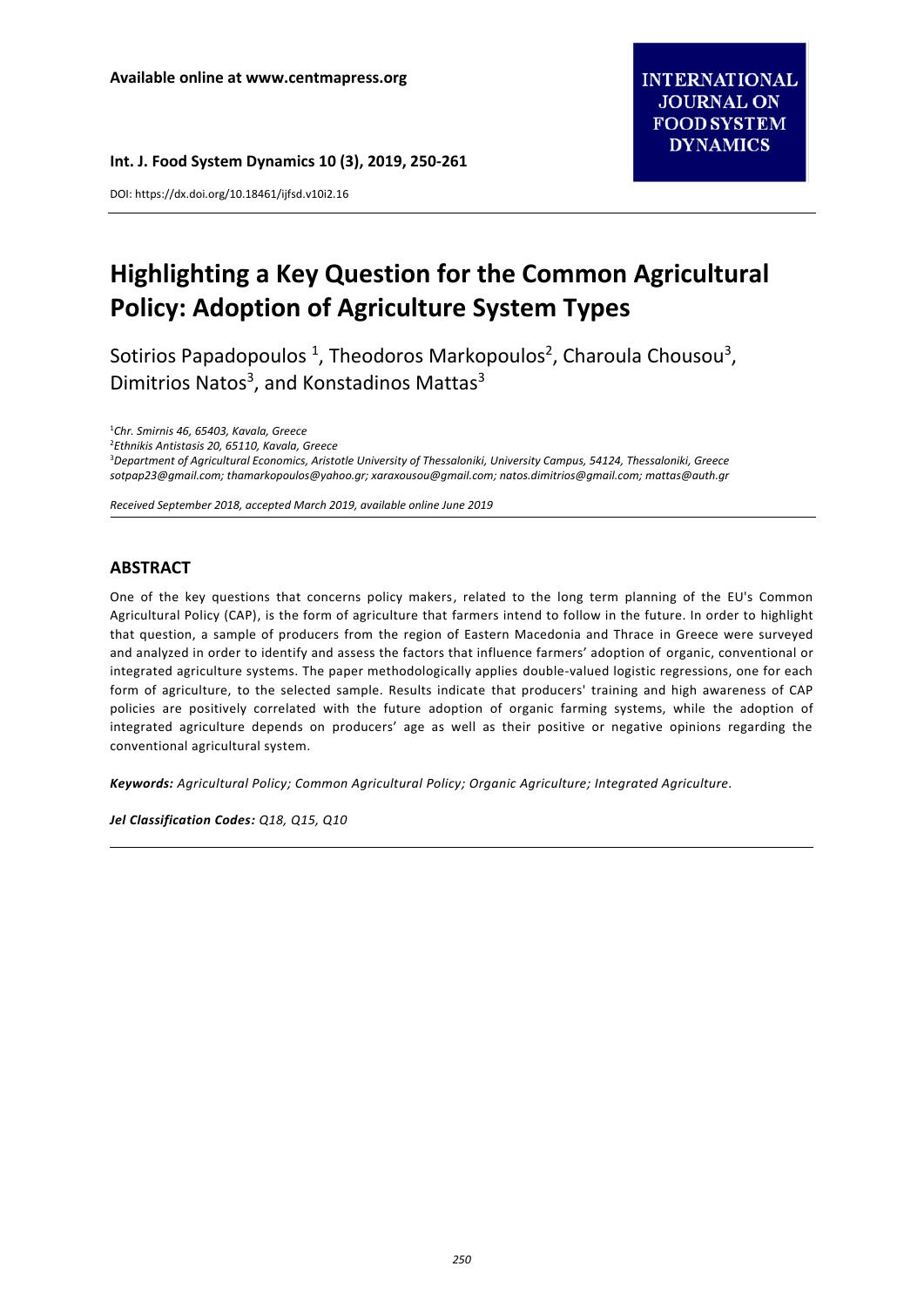**Available online at www.centmapress.org**

**INTERNATIONAL JOURNAL ON FOOD SYSTEM DYNAMICS**

**Int. J. Food System Dynamics 10 (3), 2019, 250-261**

DOI: https://dx.doi.org/10.18461/ijfsd.v10i2.16

# Highlighting a Key Question for the Common Agricultural Policy: Adoption of Agriculture System Types

Sotirios Papadopoulos [1], Theodoros Markopoulos[2], Charoula Chousou[3], Dimitrios Natos[3], and Konstadinos Mattas[3]

[1]*Chr. Smirnis 46, 65403, Kavala, Greece*
[2]*Ethnikis Antistasis 20, 65110, Kavala, Greece*
[3]*Department of Agricultural Economics, Aristotle University of Thessaloniki, University Campus, 54124, Thessaloniki, Greece*
*sotpap23@gmail.com; thamarkopoulos@yahoo.gr; xaraxousou@gmail.com; natos.dimitrios@gmail.com; mattas@auth.gr*

*Received September 2018, accepted March 2019, available online June 2019*

## ABSTRACT

One of the key questions that concerns policy makers, related to the long term planning of the EU's Common Agricultural Policy (CAP), is the form of agriculture that farmers intend to follow in the future. In order to highlight that question, a sample of producers from the region of Eastern Macedonia and Thrace in Greece were surveyed and analyzed in order to identify and assess the factors that influence farmers' adoption of organic, conventional or integrated agriculture systems. The paper methodologically applies double-valued logistic regressions, one for each form of agriculture, to the selected sample. Results indicate that producers' training and high awareness of CAP policies are positively correlated with the future adoption of organic farming systems, while the adoption of integrated agriculture depends on producers' age as well as their positive or negative opinions regarding the conventional agricultural system.

***Keywords:*** *Agricultural Policy; Common Agricultural Policy; Organic Agriculture; Integrated Agriculture.*

***Jel Classification Codes:*** *Q18, Q15, Q10*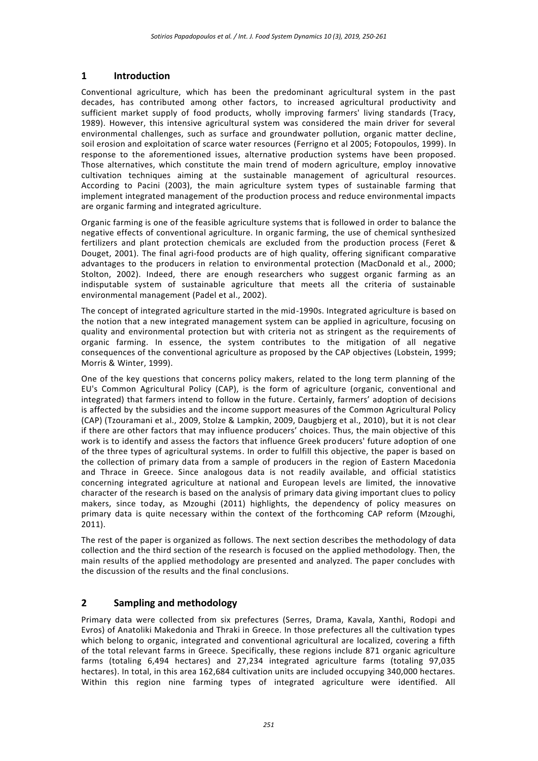## 1 Introduction

Conventional agriculture, which has been the predominant agricultural system in the past decades, has contributed among other factors, to increased agricultural productivity and sufficient market supply of food products, wholly improving farmers' living standards (Tracy, 1989). However, this intensive agricultural system was considered the main driver for several environmental challenges, such as surface and groundwater pollution, organic matter decline, soil erosion and exploitation of scarce water resources (Ferrigno et al 2005; Fotopoulos, 1999). In response to the aforementioned issues, alternative production systems have been proposed. Those alternatives, which constitute the main trend of modern agriculture, employ innovative cultivation techniques aiming at the sustainable management of agricultural resources. According to Pacini (2003), the main agriculture system types of sustainable farming that implement integrated management of the production process and reduce environmental impacts are organic farming and integrated agriculture.

Organic farming is one of the feasible agriculture systems that is followed in order to balance the negative effects of conventional agriculture. In organic farming, the use of chemical synthesized fertilizers and plant protection chemicals are excluded from the production process (Feret & Douget, 2001). The final agri-food products are of high quality, offering significant comparative advantages to the producers in relation to environmental protection (MacDonald et al., 2000; Stolton, 2002). Indeed, there are enough researchers who suggest organic farming as an indisputable system of sustainable agriculture that meets all the criteria of sustainable environmental management (Padel et al., 2002).

The concept of integrated agriculture started in the mid-1990s. Integrated agriculture is based on the notion that a new integrated management system can be applied in agriculture, focusing on quality and environmental protection but with criteria not as stringent as the requirements of organic farming. In essence, the system contributes to the mitigation of all negative consequences of the conventional agriculture as proposed by the CAP objectives (Lobstein, 1999; Morris & Winter, 1999).

One of the key questions that concerns policy makers, related to the long term planning of the EU's Common Agricultural Policy (CAP), is the form of agriculture (organic, conventional and integrated) that farmers intend to follow in the future. Certainly, farmers' adoption of decisions is affected by the subsidies and the income support measures of the Common Agricultural Policy (CAP) (Tzouramani et al., 2009, Stolze & Lampkin, 2009, Daugbjerg et al., 2010), but it is not clear if there are other factors that may influence producers' choices. Thus, the main objective of this work is to identify and assess the factors that influence Greek producers' future adoption of one of the three types of agricultural systems. In order to fulfill this objective, the paper is based on the collection of primary data from a sample of producers in the region of Eastern Macedonia and Thrace in Greece. Since analogous data is not readily available, and official statistics concerning integrated agriculture at national and European levels are limited, the innovative character of the research is based on the analysis of primary data giving important clues to policy makers, since today, as Mzoughi (2011) highlights, the dependency of policy measures on primary data is quite necessary within the context of the forthcoming CAP reform (Mzoughi, 2011).

The rest of the paper is organized as follows. The next section describes the methodology of data collection and the third section of the research is focused on the applied methodology. Then, the main results of the applied methodology are presented and analyzed. The paper concludes with the discussion of the results and the final conclusions.

## 2 Sampling and methodology

Primary data were collected from six prefectures (Serres, Drama, Kavala, Xanthi, Rodopi and Evros) of Anatoliki Makedonia and Thraki in Greece. In those prefectures all the cultivation types which belong to organic, integrated and conventional agricultural are localized, covering a fifth of the total relevant farms in Greece. Specifically, these regions include 871 organic agriculture farms (totaling 6,494 hectares) and 27,234 integrated agriculture farms (totaling 97,035 hectares). In total, in this area 162,684 cultivation units are included occupying 340,000 hectares. Within this region nine farming types of integrated agriculture were identified. All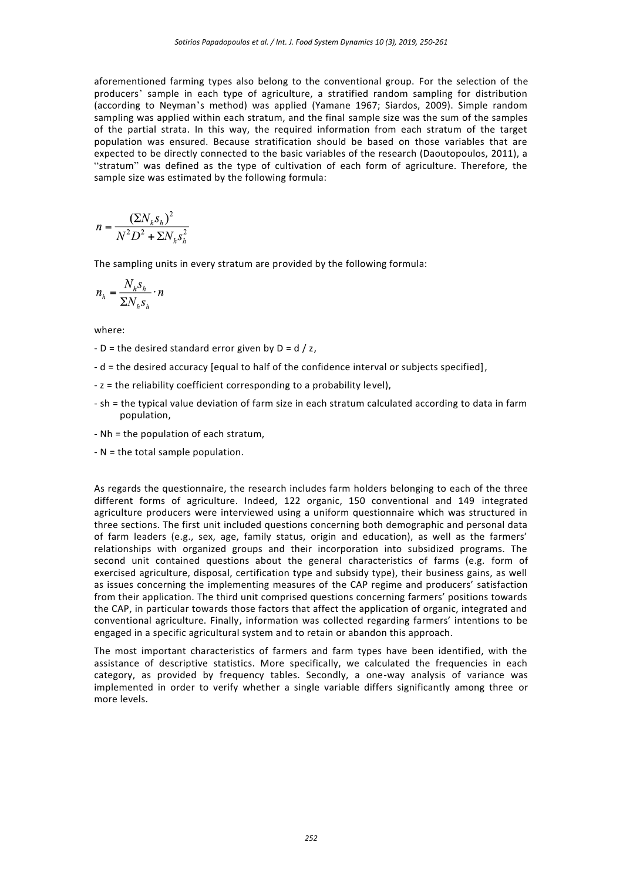aforementioned farming types also belong to the conventional group. For the selection of the producers' sample in each type of agriculture, a stratified random sampling for distribution (according to Neyman's method) was applied (Yamane 1967; Siardos, 2009). Simple random sampling was applied within each stratum, and the final sample size was the sum of the samples of the partial strata. In this way, the required information from each stratum of the target population was ensured. Because stratification should be based on those variables that are expected to be directly connected to the basic variables of the research (Daoutopoulos, 2011), a "stratum" was defined as the type of cultivation of each form of agriculture. Therefore, the sample size was estimated by the following formula:

$$n = \frac{(\Sigma N_h s_h)^2}{N^2 D^2 + \Sigma N_h s_h^2}$$

The sampling units in every stratum are provided by the following formula:

$$n_h = \frac{N_h s_h}{\Sigma N_h s_h} \cdot n$$

where:

- D = the desired standard error given by D = d / z,
- d = the desired accuracy [equal to half of the confidence interval or subjects specified],
- z = the reliability coefficient corresponding to a probability level),
- sh = the typical value deviation of farm size in each stratum calculated according to data in farm population,
- Nh = the population of each stratum,
- N = the total sample population.

As regards the questionnaire, the research includes farm holders belonging to each of the three different forms of agriculture. Indeed, 122 organic, 150 conventional and 149 integrated agriculture producers were interviewed using a uniform questionnaire which was structured in three sections. The first unit included questions concerning both demographic and personal data of farm leaders (e.g., sex, age, family status, origin and education), as well as the farmers' relationships with organized groups and their incorporation into subsidized programs. The second unit contained questions about the general characteristics of farms (e.g. form of exercised agriculture, disposal, certification type and subsidy type), their business gains, as well as issues concerning the implementing measures of the CAP regime and producers' satisfaction from their application. The third unit comprised questions concerning farmers' positions towards the CAP, in particular towards those factors that affect the application of organic, integrated and conventional agriculture. Finally, information was collected regarding farmers' intentions to be engaged in a specific agricultural system and to retain or abandon this approach.

The most important characteristics of farmers and farm types have been identified, with the assistance of descriptive statistics. More specifically, we calculated the frequencies in each category, as provided by frequency tables. Secondly, a one-way analysis of variance was implemented in order to verify whether a single variable differs significantly among three or more levels.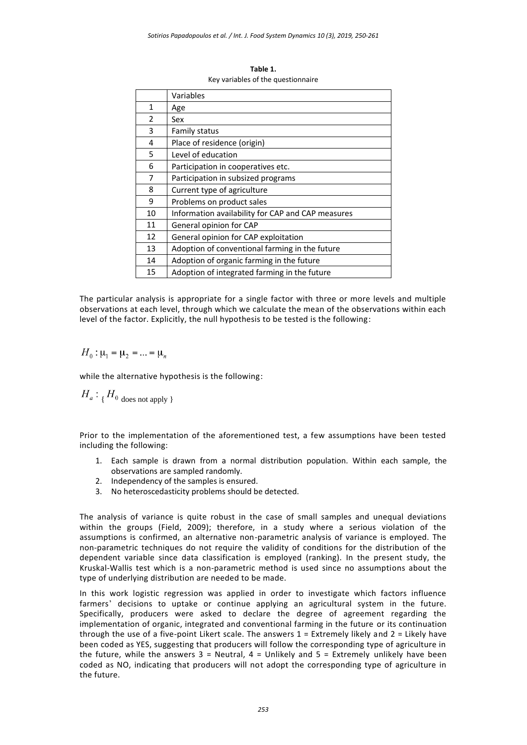**Table 1.**
Key variables of the questionnaire

| | Variables |
|---|---|
| 1 | Age |
| 2 | Sex |
| 3 | Family status |
| 4 | Place of residence (origin) |
| 5 | Level of education |
| 6 | Participation in cooperatives etc. |
| 7 | Participation in subsized programs |
| 8 | Current type of agriculture |
| 9 | Problems on product sales |
| 10 | Information availability for CAP and CAP measures |
| 11 | General opinion for CAP |
| 12 | General opinion for CAP exploitation |
| 13 | Adoption of conventional farming in the future |
| 14 | Adoption of organic farming in the future |
| 15 | Adoption of integrated farming in the future |

The particular analysis is appropriate for a single factor with three or more levels and multiple observations at each level, through which we calculate the mean of the observations within each level of the factor. Explicitly, the null hypothesis to be tested is the following:

$$H_0 : \mu_1 = \mu_2 = ... = \mu_n$$

while the alternative hypothesis is the following:

$$H_a : \{ H_0 \text{ does not apply} \}$$

Prior to the implementation of the aforementioned test, a few assumptions have been tested including the following:

1. Each sample is drawn from a normal distribution population. Within each sample, the observations are sampled randomly.
2. Independency of the samples is ensured.
3. No heteroscedasticity problems should be detected.

The analysis of variance is quite robust in the case of small samples and unequal deviations within the groups (Field, 2009); therefore, in a study where a serious violation of the assumptions is confirmed, an alternative non-parametric analysis of variance is employed. The non-parametric techniques do not require the validity of conditions for the distribution of the dependent variable since data classification is employed (ranking). In the present study, the Kruskal-Wallis test which is a non-parametric method is used since no assumptions about the type of underlying distribution are needed to be made.

In this work logistic regression was applied in order to investigate which factors influence farmers' decisions to uptake or continue applying an agricultural system in the future. Specifically, producers were asked to declare the degree of agreement regarding the implementation of organic, integrated and conventional farming in the future or its continuation through the use of a five-point Likert scale. The answers 1 = Extremely likely and 2 = Likely have been coded as YES, suggesting that producers will follow the corresponding type of agriculture in the future, while the answers 3 = Neutral, 4 = Unlikely and 5 = Extremely unlikely have been coded as NO, indicating that producers will not adopt the corresponding type of agriculture in the future.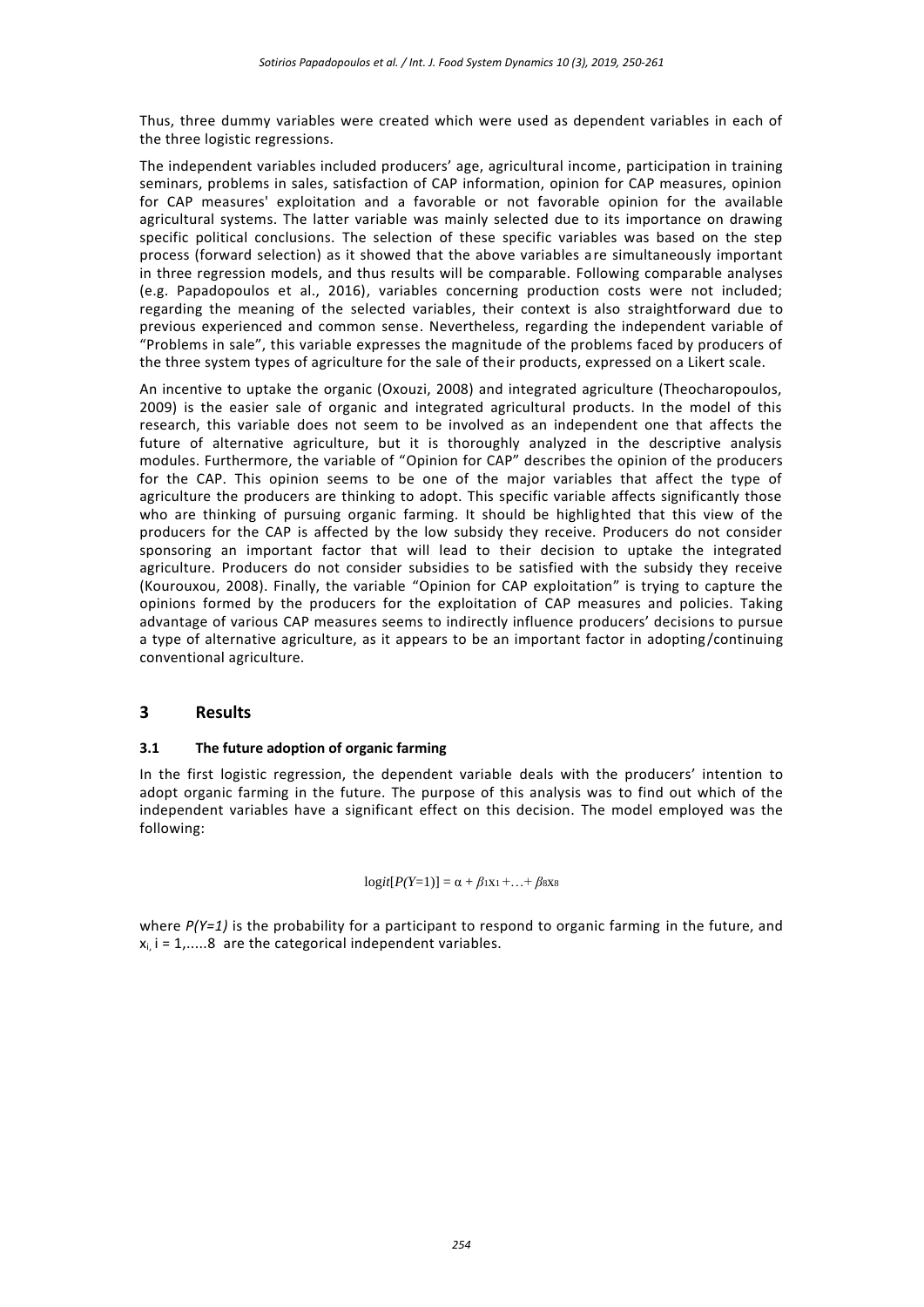Thus, three dummy variables were created which were used as dependent variables in each of the three logistic regressions.

The independent variables included producers' age, agricultural income, participation in training seminars, problems in sales, satisfaction of CAP information, opinion for CAP measures, opinion for CAP measures' exploitation and a favorable or not favorable opinion for the available agricultural systems. The latter variable was mainly selected due to its importance on drawing specific political conclusions. The selection of these specific variables was based on the step process (forward selection) as it showed that the above variables are simultaneously important in three regression models, and thus results will be comparable. Following comparable analyses (e.g. Papadopoulos et al., 2016), variables concerning production costs were not included; regarding the meaning of the selected variables, their context is also straightforward due to previous experienced and common sense. Nevertheless, regarding the independent variable of "Problems in sale", this variable expresses the magnitude of the problems faced by producers of the three system types of agriculture for the sale of their products, expressed on a Likert scale.

An incentive to uptake the organic (Oxouzi, 2008) and integrated agriculture (Theocharopoulos, 2009) is the easier sale of organic and integrated agricultural products. In the model of this research, this variable does not seem to be involved as an independent one that affects the future of alternative agriculture, but it is thoroughly analyzed in the descriptive analysis modules. Furthermore, the variable of "Opinion for CAP" describes the opinion of the producers for the CAP. This opinion seems to be one of the major variables that affect the type of agriculture the producers are thinking to adopt. This specific variable affects significantly those who are thinking of pursuing organic farming. It should be highlighted that this view of the producers for the CAP is affected by the low subsidy they receive. Producers do not consider sponsoring an important factor that will lead to their decision to uptake the integrated agriculture. Producers do not consider subsidies to be satisfied with the subsidy they receive (Kourouxou, 2008). Finally, the variable "Opinion for CAP exploitation" is trying to capture the opinions formed by the producers for the exploitation of CAP measures and policies. Taking advantage of various CAP measures seems to indirectly influence producers' decisions to pursue a type of alternative agriculture, as it appears to be an important factor in adopting/continuing conventional agriculture.

## 3 Results

### 3.1 The future adoption of organic farming

In the first logistic regression, the dependent variable deals with the producers' intention to adopt organic farming in the future. The purpose of this analysis was to find out which of the independent variables have a significant effect on this decision. The model employed was the following:

$$\text{logit}[P(Y{=}1)] = \alpha + \beta_1 x_1 + \ldots + \beta_8 x_8$$

where $P(Y{=}1)$ is the probability for a participant to respond to organic farming in the future, and $x_i$, $i = 1,.....8$ are the categorical independent variables.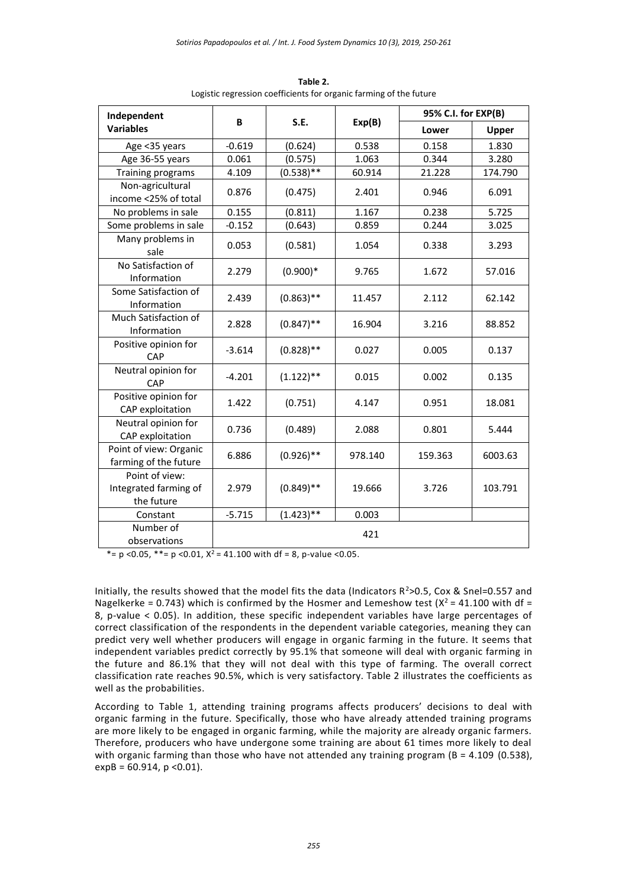**Table 2.**
Logistic regression coefficients for organic farming of the future

| Independent Variables | B | S.E. | Exp(B) | 95% C.I. for EXP(B) | |
|---|---|---|---|---|---|
| | | | | Lower | Upper |
| Age <35 years | -0.619 | (0.624) | 0.538 | 0.158 | 1.830 |
| Age 36-55 years | 0.061 | (0.575) | 1.063 | 0.344 | 3.280 |
| Training programs | 4.109 | (0.538)** | 60.914 | 21.228 | 174.790 |
| Non-agricultural income <25% of total | 0.876 | (0.475) | 2.401 | 0.946 | 6.091 |
| No problems in sale | 0.155 | (0.811) | 1.167 | 0.238 | 5.725 |
| Some problems in sale | -0.152 | (0.643) | 0.859 | 0.244 | 3.025 |
| Many problems in sale | 0.053 | (0.581) | 1.054 | 0.338 | 3.293 |
| No Satisfaction of Information | 2.279 | (0.900)* | 9.765 | 1.672 | 57.016 |
| Some Satisfaction of Information | 2.439 | (0.863)** | 11.457 | 2.112 | 62.142 |
| Much Satisfaction of Information | 2.828 | (0.847)** | 16.904 | 3.216 | 88.852 |
| Positive opinion for CAP | -3.614 | (0.828)** | 0.027 | 0.005 | 0.137 |
| Neutral opinion for CAP | -4.201 | (1.122)** | 0.015 | 0.002 | 0.135 |
| Positive opinion for CAP exploitation | 1.422 | (0.751) | 4.147 | 0.951 | 18.081 |
| Neutral opinion for CAP exploitation | 0.736 | (0.489) | 2.088 | 0.801 | 5.444 |
| Point of view: Organic farming of the future | 6.886 | (0.926)** | 978.140 | 159.363 | 6003.63 |
| Point of view: Integrated farming of the future | 2.979 | (0.849)** | 19.666 | 3.726 | 103.791 |
| Constant | -5.715 | (1.423)** | 0.003 | | |
| Number of observations | 421 | | | | |

*= $p < 0.05$, **= $p < 0.01$, $X^2 = 41.100$ with df = 8, p-value <0.05.

Initially, the results showed that the model fits the data (Indicators $R^2 > 0.5$, Cox & Snel=0.557 and Nagelkerke = 0.743) which is confirmed by the Hosmer and Lemeshow test ($X^2 = 41.100$ with df = 8, p-value < 0.05). In addition, these specific independent variables have large percentages of correct classification of the respondents in the dependent variable categories, meaning they can predict very well whether producers will engage in organic farming in the future. It seems that independent variables predict correctly by 95.1% that someone will deal with organic farming in the future and 86.1% that they will not deal with this type of farming. The overall correct classification rate reaches 90.5%, which is very satisfactory. Table 2 illustrates the coefficients as well as the probabilities.

According to Table 1, attending training programs affects producers' decisions to deal with organic farming in the future. Specifically, those who have already attended training programs are more likely to be engaged in organic farming, while the majority are already organic farmers. Therefore, producers who have undergone some training are about 61 times more likely to deal with organic farming than those who have not attended any training program (B = 4.109 (0.538), expB = 60.914, $p < 0.01$).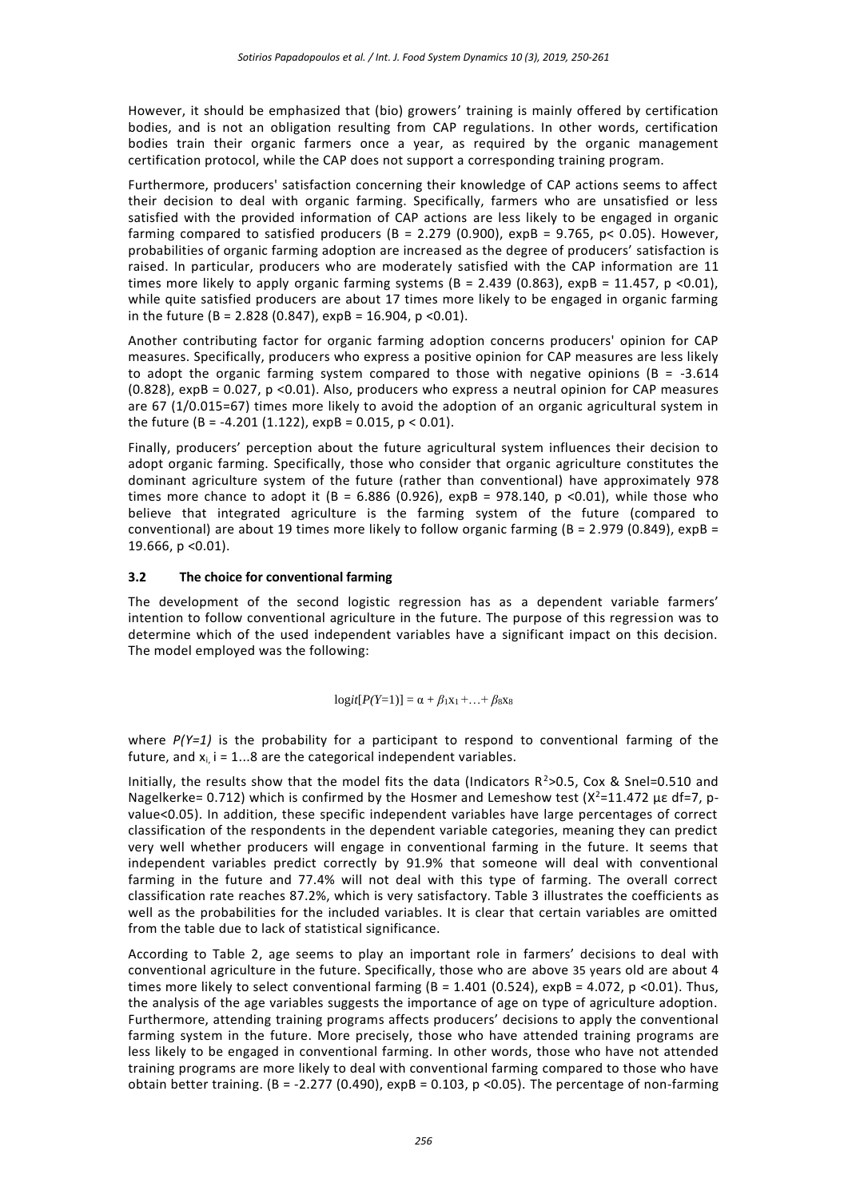However, it should be emphasized that (bio) growers' training is mainly offered by certification bodies, and is not an obligation resulting from CAP regulations. In other words, certification bodies train their organic farmers once a year, as required by the organic management certification protocol, while the CAP does not support a corresponding training program.

Furthermore, producers' satisfaction concerning their knowledge of CAP actions seems to affect their decision to deal with organic farming. Specifically, farmers who are unsatisfied or less satisfied with the provided information of CAP actions are less likely to be engaged in organic farming compared to satisfied producers (B = 2.279 (0.900), expB = 9.765, $p < 0.05$). However, probabilities of organic farming adoption are increased as the degree of producers' satisfaction is raised. In particular, producers who are moderately satisfied with the CAP information are 11 times more likely to apply organic farming systems (B = 2.439 (0.863), expB = 11.457, $p < 0.01$), while quite satisfied producers are about 17 times more likely to be engaged in organic farming in the future (B = 2.828 (0.847), expB = 16.904, $p < 0.01$).

Another contributing factor for organic farming adoption concerns producers' opinion for CAP measures. Specifically, producers who express a positive opinion for CAP measures are less likely to adopt the organic farming system compared to those with negative opinions (B = -3.614 (0.828), expB = 0.027, $p < 0.01$). Also, producers who express a neutral opinion for CAP measures are 67 (1/0.015=67) times more likely to avoid the adoption of an organic agricultural system in the future (B = -4.201 (1.122), expB = 0.015, $p < 0.01$).

Finally, producers' perception about the future agricultural system influences their decision to adopt organic farming. Specifically, those who consider that organic agriculture constitutes the dominant agriculture system of the future (rather than conventional) have approximately 978 times more chance to adopt it (B = 6.886 (0.926), expB = 978.140, $p < 0.01$), while those who believe that integrated agriculture is the farming system of the future (compared to conventional) are about 19 times more likely to follow organic farming (B = 2.979 (0.849), expB = 19.666, $p < 0.01$).

### 3.2 The choice for conventional farming

The development of the second logistic regression has as a dependent variable farmers' intention to follow conventional agriculture in the future. The purpose of this regression was to determine which of the used independent variables have a significant impact on this decision. The model employed was the following:

$$\mathrm{logit}[P(Y=1)] = \alpha + \beta_1 x_1 + \ldots + \beta_8 x_8$$

where $P(Y=1)$ is the probability for a participant to respond to conventional farming of the future, and $x_i$, i = 1...8 are the categorical independent variables.

Initially, the results show that the model fits the data (Indicators $R^2 > 0.5$, Cox & Snel=0.510 and Nagelkerke= 0.712) which is confirmed by the Hosmer and Lemeshow test ($X^2 = 11.472$ με df=7, p-value<0.05). In addition, these specific independent variables have large percentages of correct classification of the respondents in the dependent variable categories, meaning they can predict very well whether producers will engage in conventional farming in the future. It seems that independent variables predict correctly by 91.9% that someone will deal with conventional farming in the future and 77.4% will not deal with this type of farming. The overall correct classification rate reaches 87.2%, which is very satisfactory. Table 3 illustrates the coefficients as well as the probabilities for the included variables. It is clear that certain variables are omitted from the table due to lack of statistical significance.

According to Table 2, age seems to play an important role in farmers' decisions to deal with conventional agriculture in the future. Specifically, those who are above 35 years old are about 4 times more likely to select conventional farming (B = 1.401 (0.524), expB = 4.072, $p < 0.01$). Thus, the analysis of the age variables suggests the importance of age on type of agriculture adoption. Furthermore, attending training programs affects producers' decisions to apply the conventional farming system in the future. More precisely, those who have attended training programs are less likely to be engaged in conventional farming. In other words, those who have not attended training programs are more likely to deal with conventional farming compared to those who have obtain better training. (B = -2.277 (0.490), expB = 0.103, $p < 0.05$). The percentage of non-farming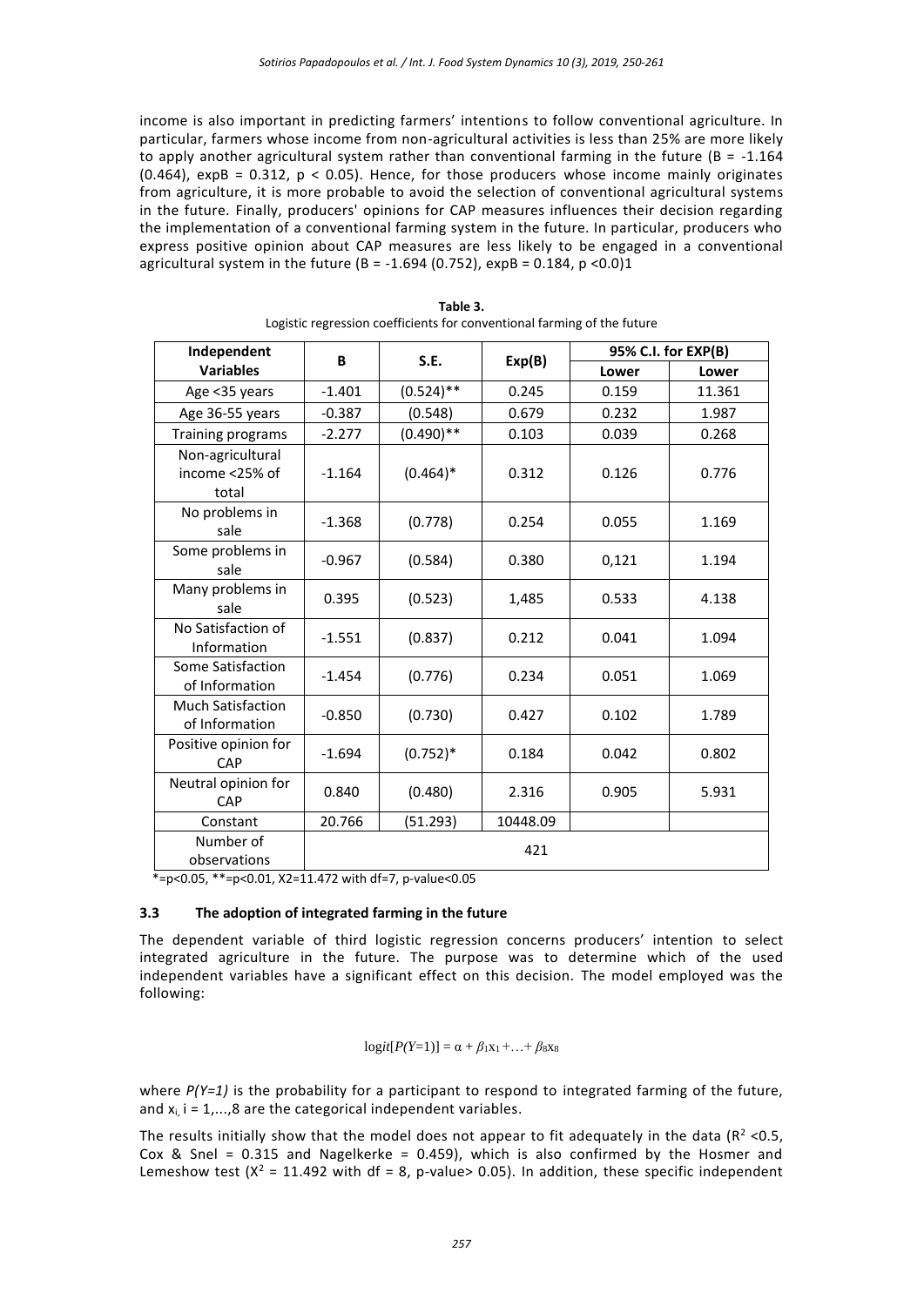income is also important in predicting farmers' intentions to follow conventional agriculture. In particular, farmers whose income from non-agricultural activities is less than 25% are more likely to apply another agricultural system rather than conventional farming in the future (B = -1.164 (0.464), expB = 0.312, $p < 0.05$). Hence, for those producers whose income mainly originates from agriculture, it is more probable to avoid the selection of conventional agricultural systems in the future. Finally, producers' opinions for CAP measures influences their decision regarding the implementation of a conventional farming system in the future. In particular, producers who express positive opinion about CAP measures are less likely to be engaged in a conventional agricultural system in the future (B = -1.694 (0.752), expB = 0.184, p <0.0)1

**Table 3.**
Logistic regression coefficients for conventional farming of the future

| Independent Variables | B | S.E. | Exp(B) | 95% C.I. for EXP(B) | |
|---|---|---|---|---|---|
| | | | | Lower | Lower |
| Age <35 years | -1.401 | (0.524)** | 0.245 | 0.159 | 11.361 |
| Age 36-55 years | -0.387 | (0.548) | 0.679 | 0.232 | 1.987 |
| Training programs | -2.277 | (0.490)** | 0.103 | 0.039 | 0.268 |
| Non-agricultural income <25% of total | -1.164 | (0.464)* | 0.312 | 0.126 | 0.776 |
| No problems in sale | -1.368 | (0.778) | 0.254 | 0.055 | 1.169 |
| Some problems in sale | -0.967 | (0.584) | 0.380 | 0,121 | 1.194 |
| Many problems in sale | 0.395 | (0.523) | 1,485 | 0.533 | 4.138 |
| No Satisfaction of Information | -1.551 | (0.837) | 0.212 | 0.041 | 1.094 |
| Some Satisfaction of Information | -1.454 | (0.776) | 0.234 | 0.051 | 1.069 |
| Much Satisfaction of Information | -0.850 | (0.730) | 0.427 | 0.102 | 1.789 |
| Positive opinion for CAP | -1.694 | (0.752)* | 0.184 | 0.042 | 0.802 |
| Neutral opinion for CAP | 0.840 | (0.480) | 2.316 | 0.905 | 5.931 |
| Constant | 20.766 | (51.293) | 10448.09 | | |
| Number of observations | 421 | | | | |

*=p<0.05, **=p<0.01, X2=11.472 with df=7, p-value<0.05

### 3.3 The adoption of integrated farming in the future

The dependent variable of third logistic regression concerns producers' intention to select integrated agriculture in the future. The purpose was to determine which of the used independent variables have a significant effect on this decision. The model employed was the following:

$$\text{logit}[P(Y=1)] = \alpha + \beta_1 x_1 + \ldots + \beta_8 x_8$$

where $P(Y=1)$ is the probability for a participant to respond to integrated farming of the future, and $x_i$, i = 1,...,8 are the categorical independent variables.

The results initially show that the model does not appear to fit adequately in the data ($R^2$ <0.5, Cox & Snel = 0.315 and Nagelkerke = 0.459), which is also confirmed by the Hosmer and Lemeshow test ($X^2$ = 11.492 with df = 8, p-value> 0.05). In addition, these specific independent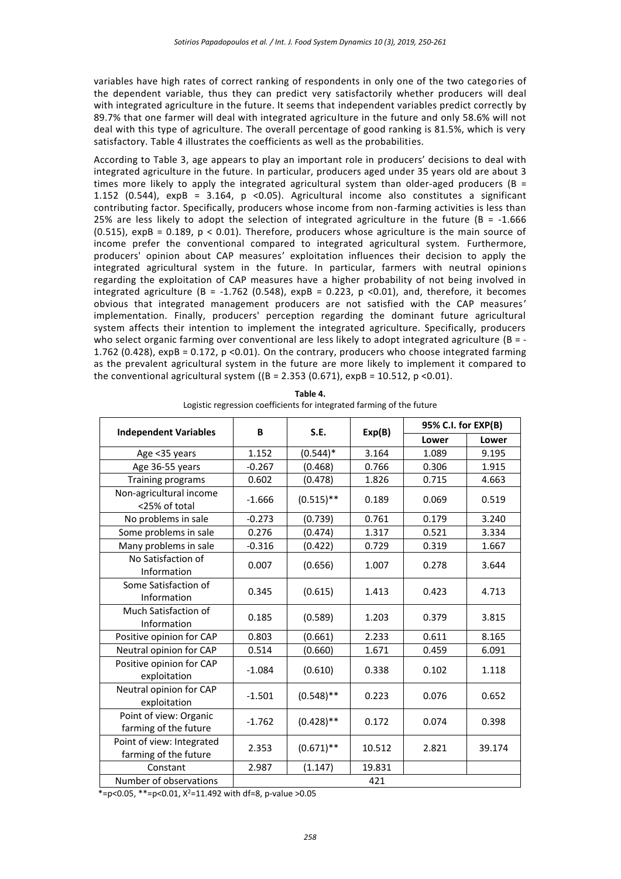variables have high rates of correct ranking of respondents in only one of the two categories of the dependent variable, thus they can predict very satisfactorily whether producers will deal with integrated agriculture in the future. It seems that independent variables predict correctly by 89.7% that one farmer will deal with integrated agriculture in the future and only 58.6% will not deal with this type of agriculture. The overall percentage of good ranking is 81.5%, which is very satisfactory. Table 4 illustrates the coefficients as well as the probabilities.

According to Table 3, age appears to play an important role in producers' decisions to deal with integrated agriculture in the future. In particular, producers aged under 35 years old are about 3 times more likely to apply the integrated agricultural system than older-aged producers (B = 1.152 (0.544), expB = 3.164, $p < 0.05$). Agricultural income also constitutes a significant contributing factor. Specifically, producers whose income from non-farming activities is less than 25% are less likely to adopt the selection of integrated agriculture in the future (B = -1.666 (0.515), expB = 0.189, $p < 0.01$). Therefore, producers whose agriculture is the main source of income prefer the conventional compared to integrated agricultural system. Furthermore, producers' opinion about CAP measures' exploitation influences their decision to apply the integrated agricultural system in the future. In particular, farmers with neutral opinions regarding the exploitation of CAP measures have a higher probability of not being involved in integrated agriculture (B = -1.762 (0.548), expB = 0.223, $p < 0.01$), and, therefore, it becomes obvious that integrated management producers are not satisfied with the CAP measures' implementation. Finally, producers' perception regarding the dominant future agricultural system affects their intention to implement the integrated agriculture. Specifically, producers who select organic farming over conventional are less likely to adopt integrated agriculture (B = -1.762 (0.428), expB = 0.172, $p < 0.01$). On the contrary, producers who choose integrated farming as the prevalent agricultural system in the future are more likely to implement it compared to the conventional agricultural system ((B = 2.353 (0.671), expB = 10.512, $p < 0.01$).

**Table 4.**
Logistic regression coefficients for integrated farming of the future

| Independent Variables | B | S.E. | Exp(B) | 95% C.I. for EXP(B) | |
|---|---|---|---|---|---|
| | | | | Lower | Lower |
| Age <35 years | 1.152 | (0.544)* | 3.164 | 1.089 | 9.195 |
| Age 36-55 years | -0.267 | (0.468) | 0.766 | 0.306 | 1.915 |
| Training programs | 0.602 | (0.478) | 1.826 | 0.715 | 4.663 |
| Non-agricultural income <25% of total | -1.666 | (0.515)** | 0.189 | 0.069 | 0.519 |
| No problems in sale | -0.273 | (0.739) | 0.761 | 0.179 | 3.240 |
| Some problems in sale | 0.276 | (0.474) | 1.317 | 0.521 | 3.334 |
| Many problems in sale | -0.316 | (0.422) | 0.729 | 0.319 | 1.667 |
| No Satisfaction of Information | 0.007 | (0.656) | 1.007 | 0.278 | 3.644 |
| Some Satisfaction of Information | 0.345 | (0.615) | 1.413 | 0.423 | 4.713 |
| Much Satisfaction of Information | 0.185 | (0.589) | 1.203 | 0.379 | 3.815 |
| Positive opinion for CAP | 0.803 | (0.661) | 2.233 | 0.611 | 8.165 |
| Neutral opinion for CAP | 0.514 | (0.660) | 1.671 | 0.459 | 6.091 |
| Positive opinion for CAP exploitation | -1.084 | (0.610) | 0.338 | 0.102 | 1.118 |
| Neutral opinion for CAP exploitation | -1.501 | (0.548)** | 0.223 | 0.076 | 0.652 |
| Point of view: Organic farming of the future | -1.762 | (0.428)** | 0.172 | 0.074 | 0.398 |
| Point of view: Integrated farming of the future | 2.353 | (0.671)** | 10.512 | 2.821 | 39.174 |
| Constant | 2.987 | (1.147) | 19.831 | | |
| Number of observations | 421 | | | | |

*=$p<0.05$, **=$p<0.01$, $X^2$=11.492 with df=8, p-value >0.05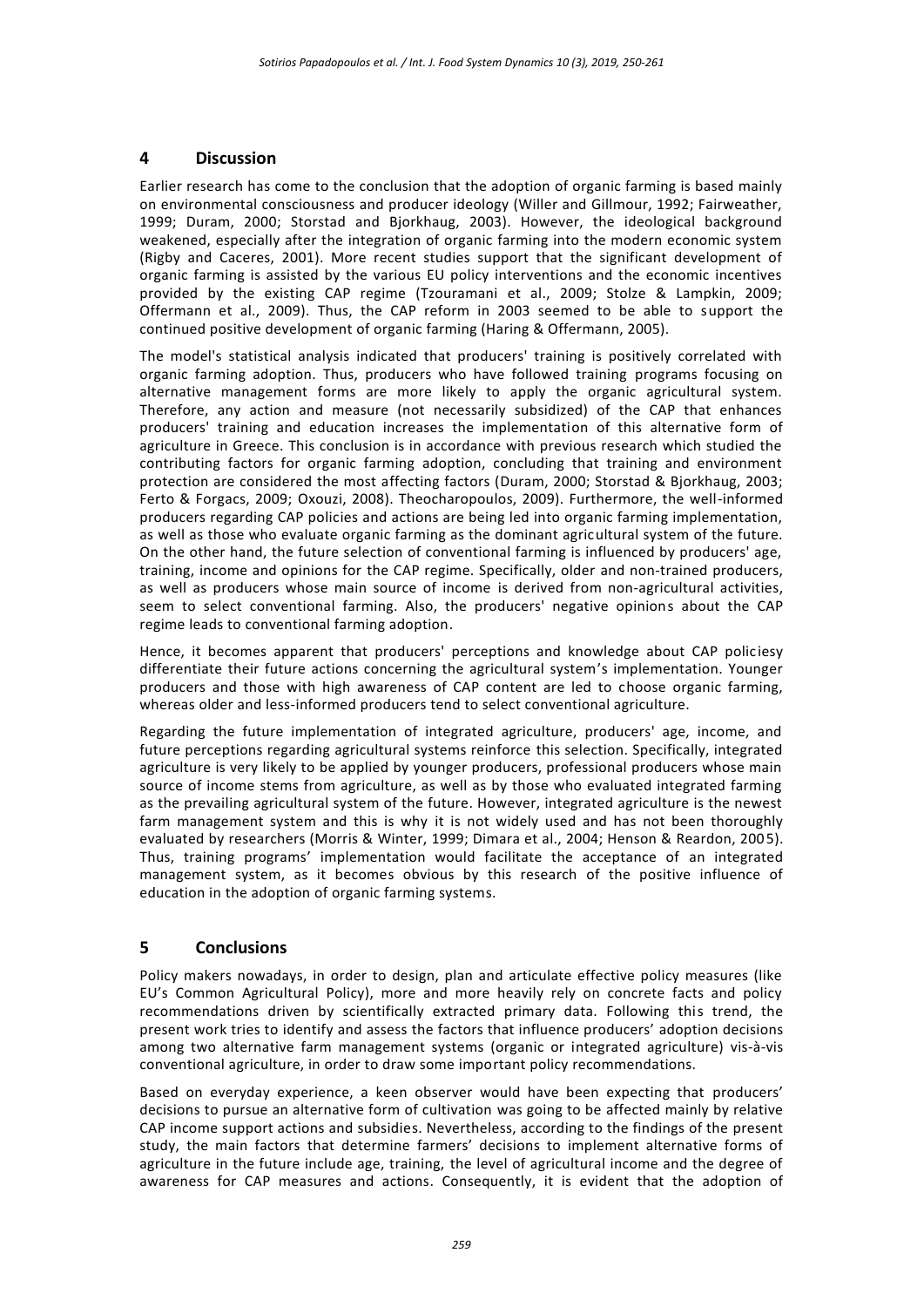## 4 Discussion

Earlier research has come to the conclusion that the adoption of organic farming is based mainly on environmental consciousness and producer ideology (Willer and Gillmour, 1992; Fairweather, 1999; Duram, 2000; Storstad and Bjorkhaug, 2003). However, the ideological background weakened, especially after the integration of organic farming into the modern economic system (Rigby and Caceres, 2001). More recent studies support that the significant development of organic farming is assisted by the various EU policy interventions and the economic incentives provided by the existing CAP regime (Tzouramani et al., 2009; Stolze & Lampkin, 2009; Offermann et al., 2009). Thus, the CAP reform in 2003 seemed to be able to support the continued positive development of organic farming (Haring & Offermann, 2005).

The model's statistical analysis indicated that producers' training is positively correlated with organic farming adoption. Thus, producers who have followed training programs focusing on alternative management forms are more likely to apply the organic agricultural system. Therefore, any action and measure (not necessarily subsidized) of the CAP that enhances producers' training and education increases the implementation of this alternative form of agriculture in Greece. This conclusion is in accordance with previous research which studied the contributing factors for organic farming adoption, concluding that training and environment protection are considered the most affecting factors (Duram, 2000; Storstad & Bjorkhaug, 2003; Ferto & Forgacs, 2009; Oxouzi, 2008). Theocharopoulos, 2009). Furthermore, the well-informed producers regarding CAP policies and actions are being led into organic farming implementation, as well as those who evaluate organic farming as the dominant agricultural system of the future. On the other hand, the future selection of conventional farming is influenced by producers' age, training, income and opinions for the CAP regime. Specifically, older and non-trained producers, as well as producers whose main source of income is derived from non-agricultural activities, seem to select conventional farming. Also, the producers' negative opinions about the CAP regime leads to conventional farming adoption.

Hence, it becomes apparent that producers' perceptions and knowledge about CAP policiesy differentiate their future actions concerning the agricultural system's implementation. Younger producers and those with high awareness of CAP content are led to choose organic farming, whereas older and less-informed producers tend to select conventional agriculture.

Regarding the future implementation of integrated agriculture, producers' age, income, and future perceptions regarding agricultural systems reinforce this selection. Specifically, integrated agriculture is very likely to be applied by younger producers, professional producers whose main source of income stems from agriculture, as well as by those who evaluated integrated farming as the prevailing agricultural system of the future. However, integrated agriculture is the newest farm management system and this is why it is not widely used and has not been thoroughly evaluated by researchers (Morris & Winter, 1999; Dimara et al., 2004; Henson & Reardon, 2005). Thus, training programs' implementation would facilitate the acceptance of an integrated management system, as it becomes obvious by this research of the positive influence of education in the adoption of organic farming systems.

## 5 Conclusions

Policy makers nowadays, in order to design, plan and articulate effective policy measures (like EU's Common Agricultural Policy), more and more heavily rely on concrete facts and policy recommendations driven by scientifically extracted primary data. Following this trend, the present work tries to identify and assess the factors that influence producers' adoption decisions among two alternative farm management systems (organic or integrated agriculture) vis-à-vis conventional agriculture, in order to draw some important policy recommendations.

Based on everyday experience, a keen observer would have been expecting that producers' decisions to pursue an alternative form of cultivation was going to be affected mainly by relative CAP income support actions and subsidies. Nevertheless, according to the findings of the present study, the main factors that determine farmers' decisions to implement alternative forms of agriculture in the future include age, training, the level of agricultural income and the degree of awareness for CAP measures and actions. Consequently, it is evident that the adoption of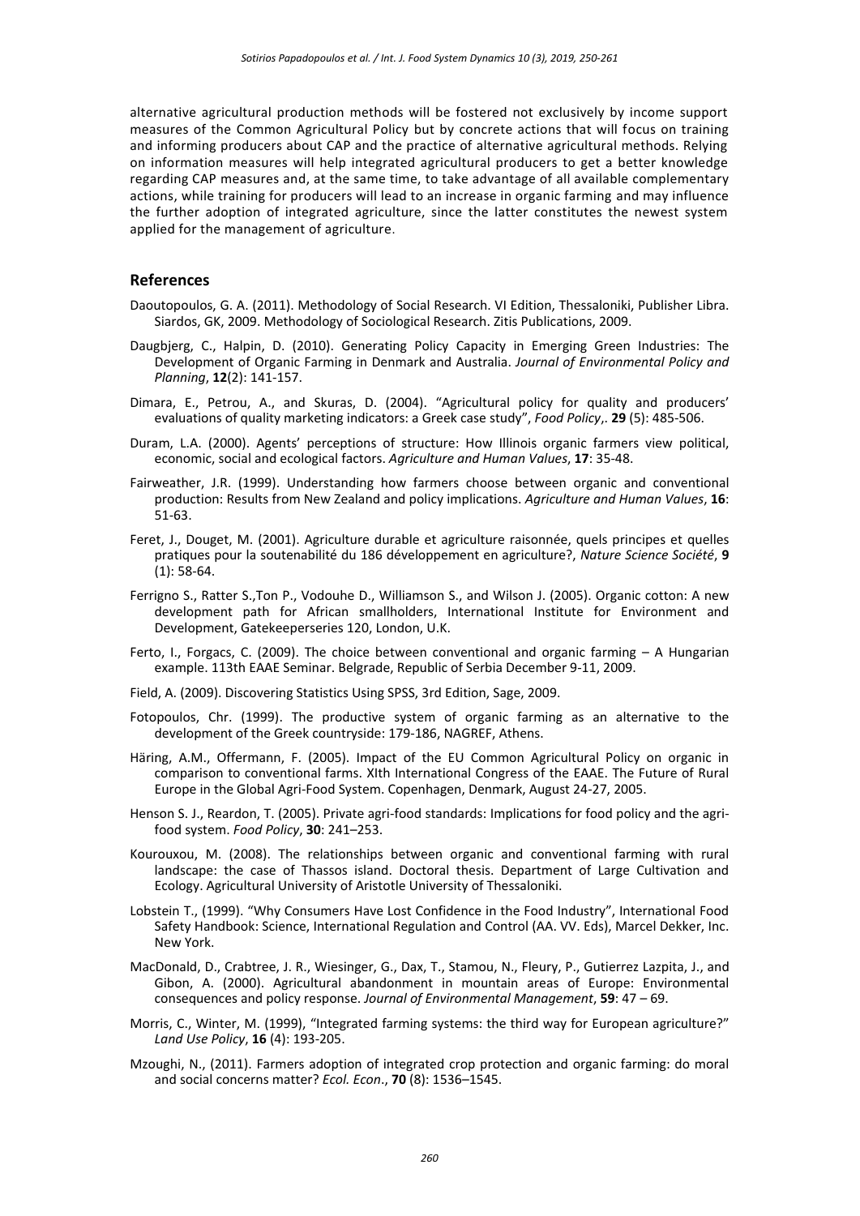alternative agricultural production methods will be fostered not exclusively by income support measures of the Common Agricultural Policy but by concrete actions that will focus on training and informing producers about CAP and the practice of alternative agricultural methods. Relying on information measures will help integrated agricultural producers to get a better knowledge regarding CAP measures and, at the same time, to take advantage of all available complementary actions, while training for producers will lead to an increase in organic farming and may influence the further adoption of integrated agriculture, since the latter constitutes the newest system applied for the management of agriculture.

## References

Daoutopoulos, G. A. (2011). Methodology of Social Research. VI Edition, Thessaloniki, Publisher Libra. Siardos, GK, 2009. Methodology of Sociological Research. Zitis Publications, 2009.

Daugbjerg, C., Halpin, D. (2010). Generating Policy Capacity in Emerging Green Industries: The Development of Organic Farming in Denmark and Australia. *Journal of Environmental Policy and Planning*, **12**(2): 141-157.

Dimara, E., Petrou, A., and Skuras, D. (2004). "Agricultural policy for quality and producers' evaluations of quality marketing indicators: a Greek case study", *Food Policy*,. **29** (5): 485-506.

Duram, L.A. (2000). Agents' perceptions of structure: How Illinois organic farmers view political, economic, social and ecological factors. *Agriculture and Human Values*, **17**: 35-48.

Fairweather, J.R. (1999). Understanding how farmers choose between organic and conventional production: Results from New Zealand and policy implications. *Agriculture and Human Values*, **16**: 51-63.

Feret, J., Douget, M. (2001). Agriculture durable et agriculture raisonnée, quels principes et quelles pratiques pour la soutenabilité du 186 développement en agriculture?, *Nature Science Société*, **9** (1): 58-64.

Ferrigno S., Ratter S.,Ton P., Vodouhe D., Williamson S., and Wilson J. (2005). Organic cotton: A new development path for African smallholders, International Institute for Environment and Development, Gatekeeperseries 120, London, U.K.

Ferto, I., Forgacs, C. (2009). The choice between conventional and organic farming – A Hungarian example. 113th EAAE Seminar. Belgrade, Republic of Serbia December 9-11, 2009.

Field, A. (2009). Discovering Statistics Using SPSS, 3rd Edition, Sage, 2009.

Fotopoulos, Chr. (1999). The productive system of organic farming as an alternative to the development of the Greek countryside: 179-186, NAGREF, Athens.

Häring, A.M., Offermann, F. (2005). Impact of the EU Common Agricultural Policy on organic in comparison to conventional farms. XIth International Congress of the EAAE. The Future of Rural Europe in the Global Agri-Food System. Copenhagen, Denmark, August 24-27, 2005.

Henson S. J., Reardon, T. (2005). Private agri-food standards: Implications for food policy and the agri-food system. *Food Policy*, **30**: 241–253.

Kourouxou, M. (2008). The relationships between organic and conventional farming with rural landscape: the case of Thassos island. Doctoral thesis. Department of Large Cultivation and Ecology. Agricultural University of Aristotle University of Thessaloniki.

Lobstein T., (1999). "Why Consumers Have Lost Confidence in the Food Industry", International Food Safety Handbook: Science, International Regulation and Control (AA. VV. Eds), Marcel Dekker, Inc. New York.

MacDonald, D., Crabtree, J. R., Wiesinger, G., Dax, T., Stamou, N., Fleury, P., Gutierrez Lazpita, J., and Gibon, A. (2000). Agricultural abandonment in mountain areas of Europe: Environmental consequences and policy response. *Journal of Environmental Management*, **59**: 47 – 69.

Morris, C., Winter, M. (1999), "Integrated farming systems: the third way for European agriculture?" *Land Use Policy*, **16** (4): 193-205.

Mzoughi, N., (2011). Farmers adoption of integrated crop protection and organic farming: do moral and social concerns matter? *Ecol. Econ*., **70** (8): 1536–1545.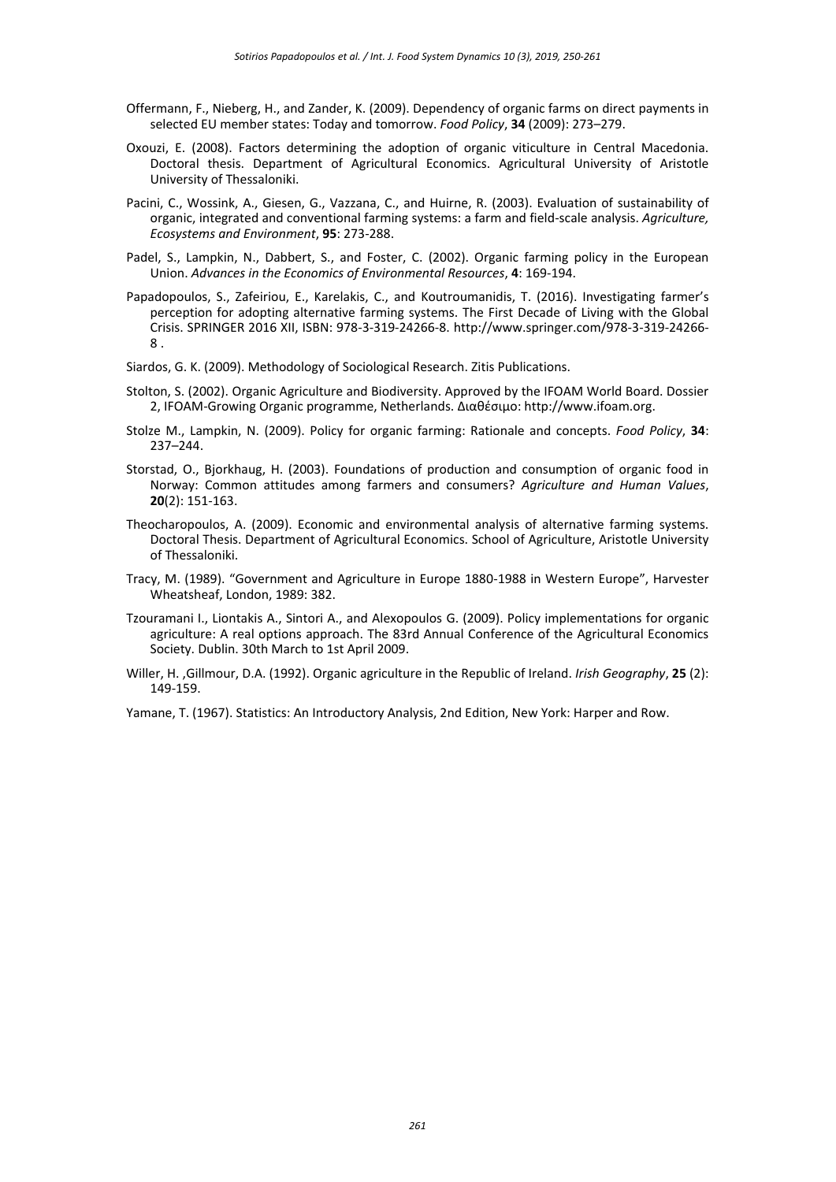Offermann, F., Nieberg, H., and Zander, K. (2009). Dependency of organic farms on direct payments in selected EU member states: Today and tomorrow. *Food Policy*, **34** (2009): 273–279.

Oxouzi, E. (2008). Factors determining the adoption of organic viticulture in Central Macedonia. Doctoral thesis. Department of Agricultural Economics. Agricultural University of Aristotle University of Thessaloniki.

Pacini, C., Wossink, A., Giesen, G., Vazzana, C., and Huirne, R. (2003). Evaluation of sustainability of organic, integrated and conventional farming systems: a farm and field-scale analysis. *Agriculture, Ecosystems and Environment*, **95**: 273-288.

Padel, S., Lampkin, N., Dabbert, S., and Foster, C. (2002). Organic farming policy in the European Union. *Advances in the Economics of Environmental Resources*, **4**: 169-194.

Papadopoulos, S., Zafeiriou, E., Karelakis, C., and Koutroumanidis, T. (2016). Investigating farmer's perception for adopting alternative farming systems. The First Decade of Living with the Global Crisis. SPRINGER 2016 XII, ISBN: 978-3-319-24266-8. http://www.springer.com/978-3-319-24266-8 .

Siardos, G. K. (2009). Methodology of Sociological Research. Zitis Publications.

Stolton, S. (2002). Organic Agriculture and Biodiversity. Approved by the IFOAM World Board. Dossier 2, IFOAM-Growing Organic programme, Netherlands. Διαθέσιμο: http://www.ifoam.org.

Stolze M., Lampkin, N. (2009). Policy for organic farming: Rationale and concepts. *Food Policy*, **34**: 237–244.

Storstad, O., Bjorkhaug, H. (2003). Foundations of production and consumption of organic food in Norway: Common attitudes among farmers and consumers? *Agriculture and Human Values*, **20**(2): 151-163.

Theocharopoulos, A. (2009). Economic and environmental analysis of alternative farming systems. Doctoral Thesis. Department of Agricultural Economics. School of Agriculture, Aristotle University of Thessaloniki.

Tracy, M. (1989). "Government and Agriculture in Europe 1880-1988 in Western Europe", Harvester Wheatsheaf, London, 1989: 382.

Tzouramani I., Liontakis A., Sintori A., and Alexopoulos G. (2009). Policy implementations for organic agriculture: A real options approach. The 83rd Annual Conference of the Agricultural Economics Society. Dublin. 30th March to 1st April 2009.

Willer, H. ,Gillmour, D.A. (1992). Organic agriculture in the Republic of Ireland. *Irish Geography*, **25** (2): 149-159.

Yamane, T. (1967). Statistics: An Introductory Analysis, 2nd Edition, New York: Harper and Row.